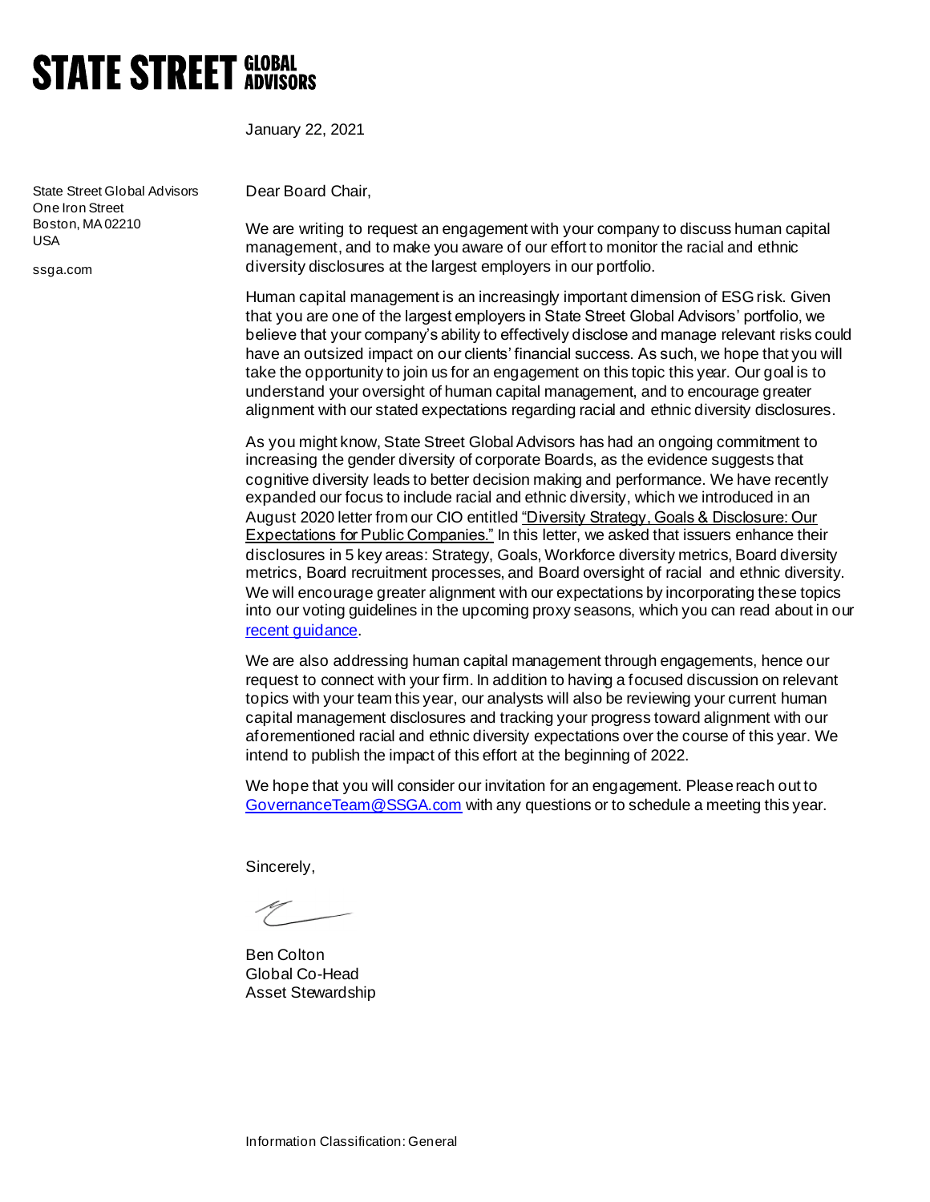# STATE STREET GLOBAL ADVISORS

January 22, 2021

State Street Global Advisors
One Iron Street
Boston, MA 02210
USA

ssga.com

Dear Board Chair,

We are writing to request an engagement with your company to discuss human capital management, and to make you aware of our effort to monitor the racial and ethnic diversity disclosures at the largest employers in our portfolio.

Human capital management is an increasingly important dimension of ESG risk. Given that you are one of the largest employers in State Street Global Advisors' portfolio, we believe that your company's ability to effectively disclose and manage relevant risks could have an outsized impact on our clients' financial success. As such, we hope that you will take the opportunity to join us for an engagement on this topic this year. Our goal is to understand your oversight of human capital management, and to encourage greater alignment with our stated expectations regarding racial and ethnic diversity disclosures.

As you might know, State Street Global Advisors has had an ongoing commitment to increasing the gender diversity of corporate Boards, as the evidence suggests that cognitive diversity leads to better decision making and performance. We have recently expanded our focus to include racial and ethnic diversity, which we introduced in an August 2020 letter from our CIO entitled "Diversity Strategy, Goals & Disclosure: Our Expectations for Public Companies." In this letter, we asked that issuers enhance their disclosures in 5 key areas: Strategy, Goals, Workforce diversity metrics, Board diversity metrics, Board recruitment processes, and Board oversight of racial and ethnic diversity. We will encourage greater alignment with our expectations by incorporating these topics into our voting guidelines in the upcoming proxy seasons, which you can read about in our recent guidance.

We are also addressing human capital management through engagements, hence our request to connect with your firm. In addition to having a focused discussion on relevant topics with your team this year, our analysts will also be reviewing your current human capital management disclosures and tracking your progress toward alignment with our aforementioned racial and ethnic diversity expectations over the course of this year. We intend to publish the impact of this effort at the beginning of 2022.

We hope that you will consider our invitation for an engagement. Please reach out to GovernanceTeam@SSGA.com with any questions or to schedule a meeting this year.

Sincerely,

Ben Colton
Global Co-Head
Asset Stewardship

Information Classification: General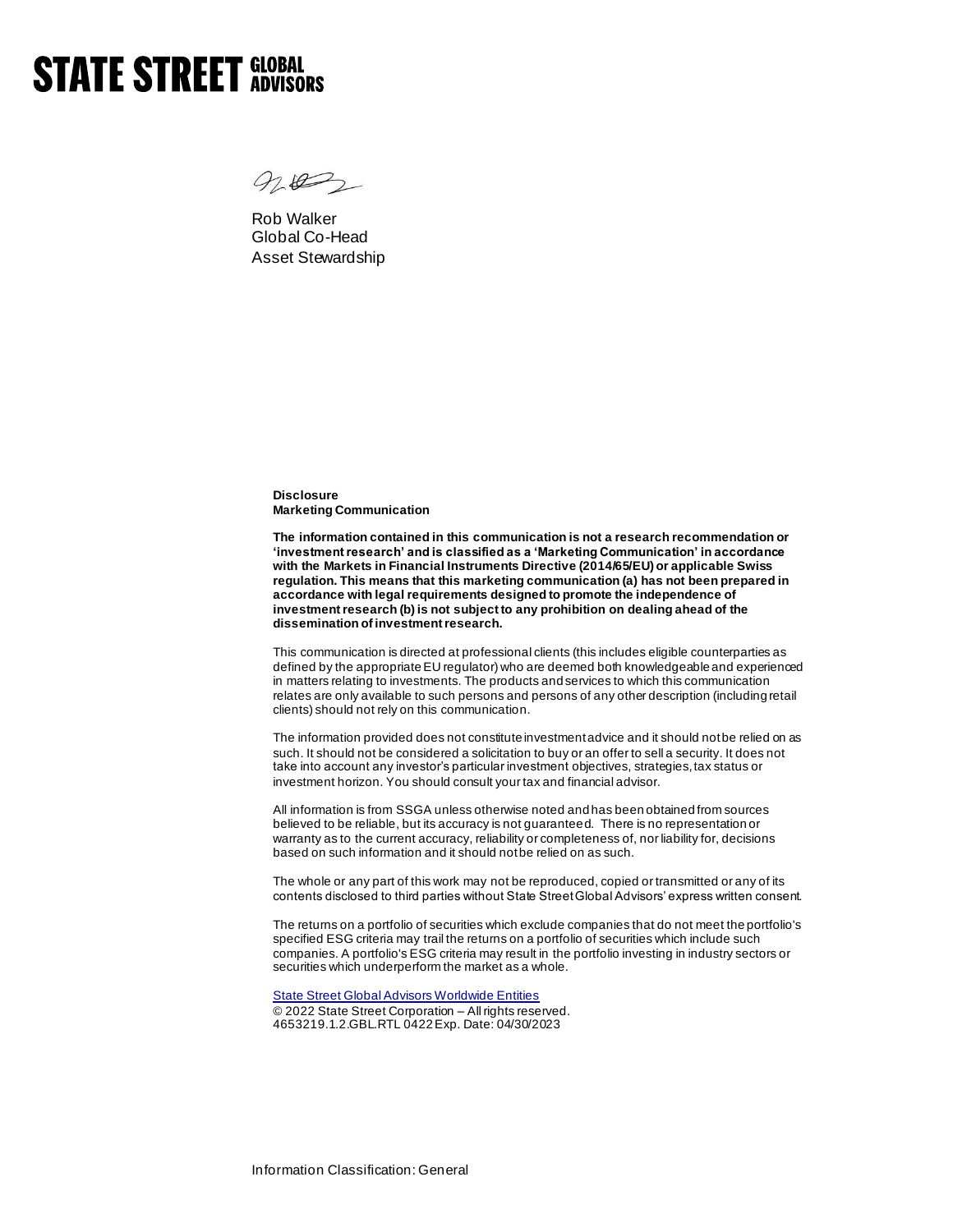STATE STREET GLOBAL ADVISORS

Rob Walker
Global Co-Head
Asset Stewardship

**Disclosure**
**Marketing Communication**

**The information contained in this communication is not a research recommendation or 'investment research' and is classified as a 'Marketing Communication' in accordance with the Markets in Financial Instruments Directive (2014/65/EU) or applicable Swiss regulation. This means that this marketing communication (a) has not been prepared in accordance with legal requirements designed to promote the independence of investment research (b) is not subject to any prohibition on dealing ahead of the dissemination of investment research.**

This communication is directed at professional clients (this includes eligible counterparties as defined by the appropriate EU regulator) who are deemed both knowledgeable and experienced in matters relating to investments. The products and services to which this communication relates are only available to such persons and persons of any other description (including retail clients) should not rely on this communication.

The information provided does not constitute investment advice and it should not be relied on as such. It should not be considered a solicitation to buy or an offer to sell a security. It does not take into account any investor's particular investment objectives, strategies, tax status or investment horizon. You should consult your tax and financial advisor.

All information is from SSGA unless otherwise noted and has been obtained from sources believed to be reliable, but its accuracy is not guaranteed. There is no representation or warranty as to the current accuracy, reliability or completeness of, nor liability for, decisions based on such information and it should not be relied on as such.

The whole or any part of this work may not be reproduced, copied or transmitted or any of its contents disclosed to third parties without State Street Global Advisors' express written consent.

The returns on a portfolio of securities which exclude companies that do not meet the portfolio's specified ESG criteria may trail the returns on a portfolio of securities which include such companies. A portfolio's ESG criteria may result in the portfolio investing in industry sectors or securities which underperform the market as a whole.

State Street Global Advisors Worldwide Entities
© 2022 State Street Corporation – All rights reserved.
4653219.1.2.GBL.RTL 0422 Exp. Date: 04/30/2023

Information Classification: General